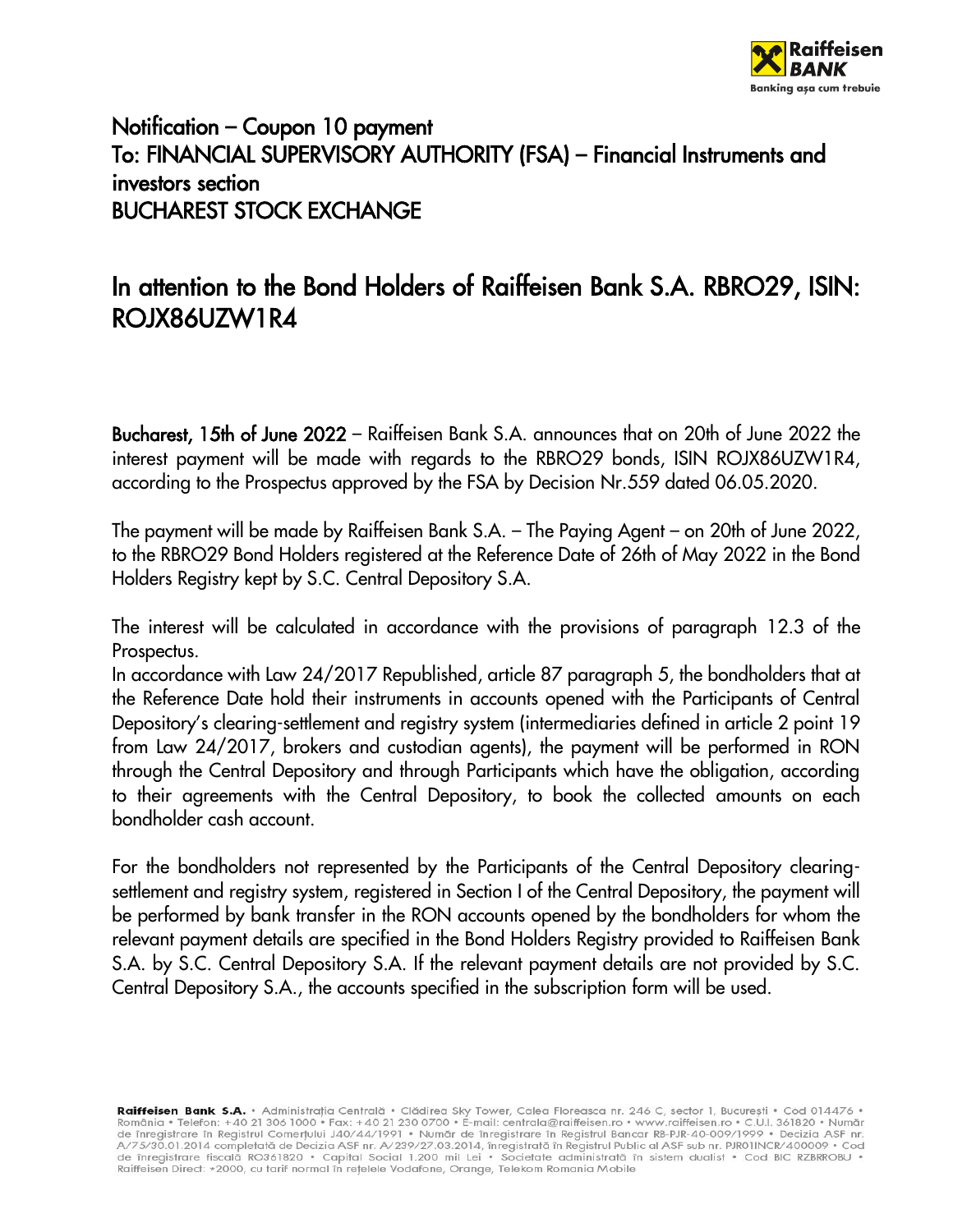## Notification – Coupon 10 payment
## To: FINANCIAL SUPERVISORY AUTHORITY (FSA) – Financial Instruments and investors section
## BUCHAREST STOCK EXCHANGE

# In attention to the Bond Holders of Raiffeisen Bank S.A. RBRO29, ISIN: ROJX86UZW1R4

**Bucharest, 15th of June 2022** – Raiffeisen Bank S.A. announces that on 20th of June 2022 the interest payment will be made with regards to the RBRO29 bonds, ISIN ROJX86UZW1R4, according to the Prospectus approved by the FSA by Decision Nr.559 dated 06.05.2020.

The payment will be made by Raiffeisen Bank S.A. – The Paying Agent – on 20th of June 2022, to the RBRO29 Bond Holders registered at the Reference Date of 26th of May 2022 in the Bond Holders Registry kept by S.C. Central Depository S.A.

The interest will be calculated in accordance with the provisions of paragraph 12.3 of the Prospectus.

In accordance with Law 24/2017 Republished, article 87 paragraph 5, the bondholders that at the Reference Date hold their instruments in accounts opened with the Participants of Central Depository's clearing-settlement and registry system (intermediaries defined in article 2 point 19 from Law 24/2017, brokers and custodian agents), the payment will be performed in RON through the Central Depository and through Participants which have the obligation, according to their agreements with the Central Depository, to book the collected amounts on each bondholder cash account.

For the bondholders not represented by the Participants of the Central Depository clearing-settlement and registry system, registered in Section I of the Central Depository, the payment will be performed by bank transfer in the RON accounts opened by the bondholders for whom the relevant payment details are specified in the Bond Holders Registry provided to Raiffeisen Bank S.A. by S.C. Central Depository S.A. If the relevant payment details are not provided by S.C. Central Depository S.A., the accounts specified in the subscription form will be used.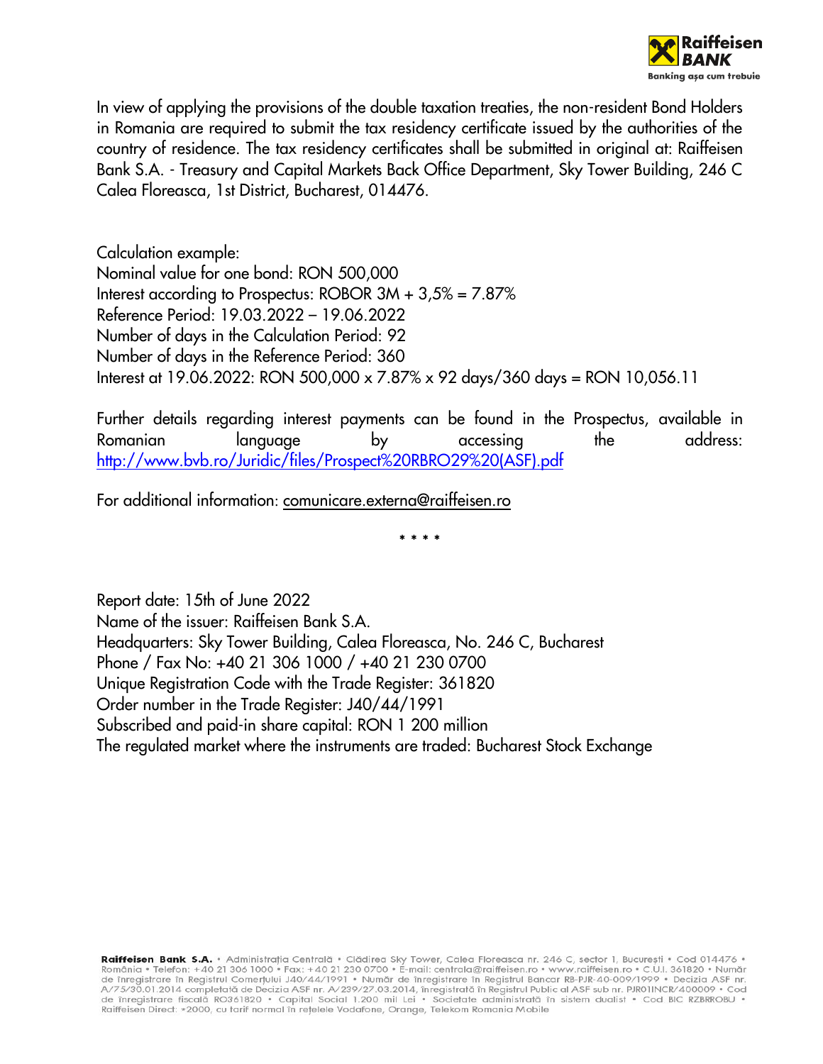In view of applying the provisions of the double taxation treaties, the non-resident Bond Holders in Romania are required to submit the tax residency certificate issued by the authorities of the country of residence. The tax residency certificates shall be submitted in original at: Raiffeisen Bank S.A. - Treasury and Capital Markets Back Office Department, Sky Tower Building, 246 C Calea Floreasca, 1st District, Bucharest, 014476.

Calculation example:
Nominal value for one bond: RON 500,000
Interest according to Prospectus: ROBOR 3M + 3,5% = 7.87%
Reference Period: 19.03.2022 – 19.06.2022
Number of days in the Calculation Period: 92
Number of days in the Reference Period: 360
Interest at 19.06.2022: RON 500,000 x 7.87% x 92 days/360 days = RON 10,056.11

Further details regarding interest payments can be found in the Prospectus, available in Romanian language by accessing the address: http://www.bvb.ro/Juridic/files/Prospect%20RBRO29%20(ASF).pdf

For additional information: comunicare.externa@raiffeisen.ro

\* \* \* \*

Report date: 15th of June 2022
Name of the issuer: Raiffeisen Bank S.A.
Headquarters: Sky Tower Building, Calea Floreasca, No. 246 C, Bucharest
Phone / Fax No: +40 21 306 1000 / +40 21 230 0700
Unique Registration Code with the Trade Register: 361820
Order number in the Trade Register: J40/44/1991
Subscribed and paid-in share capital: RON 1 200 million
The regulated market where the instruments are traded: Bucharest Stock Exchange